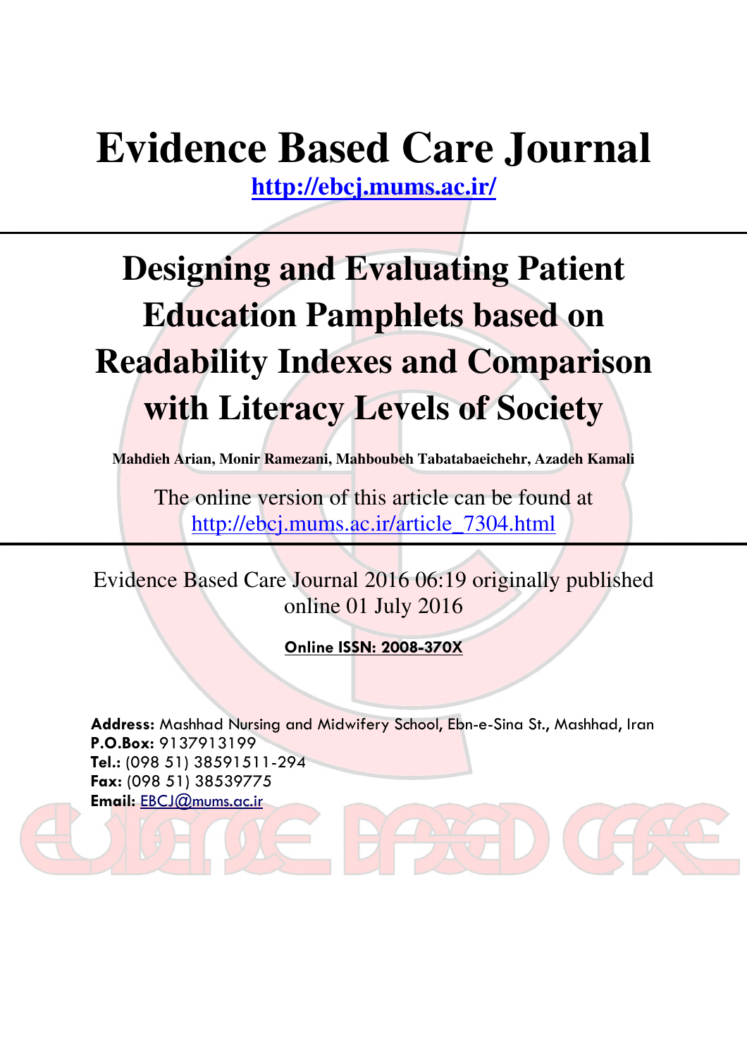# Evidence Based Care Journal

http://ebcj.mums.ac.ir/

## Designing and Evaluating Patient Education Pamphlets based on Readability Indexes and Comparison with Literacy Levels of Society

**Mahdieh Arian, Monir Ramezani, Mahboubeh Tabatabaeichehr, Azadeh Kamali**

The online version of this article can be found at
http://ebcj.mums.ac.ir/article_7304.html

Evidence Based Care Journal 2016 06:19 originally published online 01 July 2016

**Online ISSN: 2008-370X**

**Address:** Mashhad Nursing and Midwifery School, Ebn-e-Sina St., Mashhad, Iran
**P.O.Box:** 9137913199
**Tel.:** (098 51) 38591511-294
**Fax:** (098 51) 38539775
**Email:** EBCJ@mums.ac.ir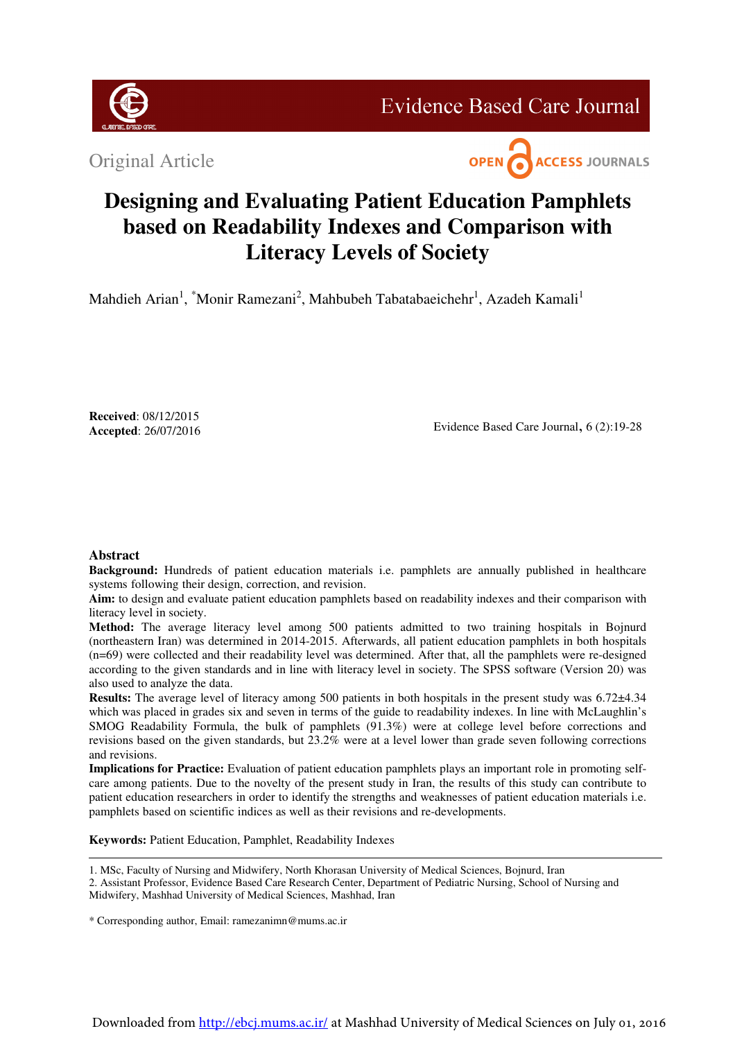Original Article

# Designing and Evaluating Patient Education Pamphlets based on Readability Indexes and Comparison with Literacy Levels of Society

Mahdieh Arian[1], *Monir Ramezani[2], Mahbubeh Tabatabaeichehr[1], Azadeh Kamali[1]

**Received**: 08/12/2015
**Accepted**: 26/07/2016

## Abstract

**Background:** Hundreds of patient education materials i.e. pamphlets are annually published in healthcare systems following their design, correction, and revision.

**Aim:** to design and evaluate patient education pamphlets based on readability indexes and their comparison with literacy level in society.

**Method:** The average literacy level among 500 patients admitted to two training hospitals in Bojnurd (northeastern Iran) was determined in 2014-2015. Afterwards, all patient education pamphlets in both hospitals (n=69) were collected and their readability level was determined. After that, all the pamphlets were re-designed according to the given standards and in line with literacy level in society. The SPSS software (Version 20) was also used to analyze the data.

**Results:** The average level of literacy among 500 patients in both hospitals in the present study was 6.72±4.34 which was placed in grades six and seven in terms of the guide to readability indexes. In line with McLaughlin's SMOG Readability Formula, the bulk of pamphlets (91.3%) were at college level before corrections and revisions based on the given standards, but 23.2% were at a level lower than grade seven following corrections and revisions.

**Implications for Practice:** Evaluation of patient education pamphlets plays an important role in promoting self-care among patients. Due to the novelty of the present study in Iran, the results of this study can contribute to patient education researchers in order to identify the strengths and weaknesses of patient education materials i.e. pamphlets based on scientific indices as well as their revisions and re-developments.

**Keywords:** Patient Education, Pamphlet, Readability Indexes

---

1. MSc, Faculty of Nursing and Midwifery, North Khorasan University of Medical Sciences, Bojnurd, Iran
2. Assistant Professor, Evidence Based Care Research Center, Department of Pediatric Nursing, School of Nursing and Midwifery, Mashhad University of Medical Sciences, Mashhad, Iran

\* Corresponding author, Email: ramezanimn@mums.ac.ir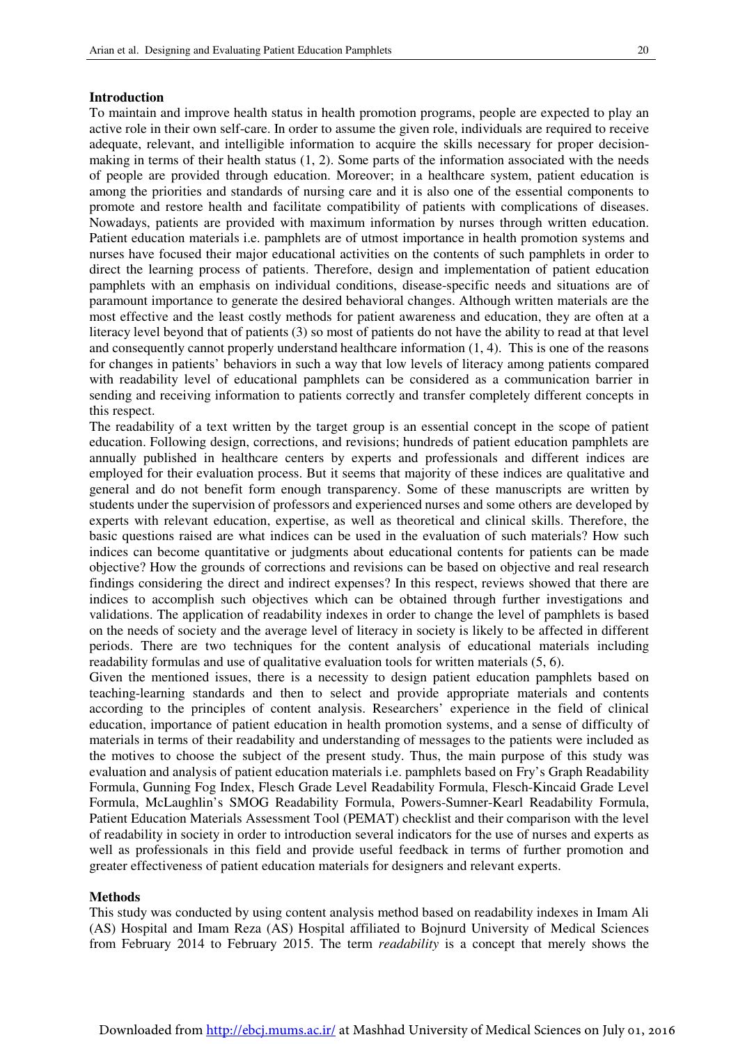## Introduction

To maintain and improve health status in health promotion programs, people are expected to play an active role in their own self-care. In order to assume the given role, individuals are required to receive adequate, relevant, and intelligible information to acquire the skills necessary for proper decision-making in terms of their health status (1, 2). Some parts of the information associated with the needs of people are provided through education. Moreover; in a healthcare system, patient education is among the priorities and standards of nursing care and it is also one of the essential components to promote and restore health and facilitate compatibility of patients with complications of diseases. Nowadays, patients are provided with maximum information by nurses through written education. Patient education materials i.e. pamphlets are of utmost importance in health promotion systems and nurses have focused their major educational activities on the contents of such pamphlets in order to direct the learning process of patients. Therefore, design and implementation of patient education pamphlets with an emphasis on individual conditions, disease-specific needs and situations are of paramount importance to generate the desired behavioral changes. Although written materials are the most effective and the least costly methods for patient awareness and education, they are often at a literacy level beyond that of patients (3) so most of patients do not have the ability to read at that level and consequently cannot properly understand healthcare information (1, 4). This is one of the reasons for changes in patients' behaviors in such a way that low levels of literacy among patients compared with readability level of educational pamphlets can be considered as a communication barrier in sending and receiving information to patients correctly and transfer completely different concepts in this respect.

The readability of a text written by the target group is an essential concept in the scope of patient education. Following design, corrections, and revisions; hundreds of patient education pamphlets are annually published in healthcare centers by experts and professionals and different indices are employed for their evaluation process. But it seems that majority of these indices are qualitative and general and do not benefit form enough transparency. Some of these manuscripts are written by students under the supervision of professors and experienced nurses and some others are developed by experts with relevant education, expertise, as well as theoretical and clinical skills. Therefore, the basic questions raised are what indices can be used in the evaluation of such materials? How such indices can become quantitative or judgments about educational contents for patients can be made objective? How the grounds of corrections and revisions can be based on objective and real research findings considering the direct and indirect expenses? In this respect, reviews showed that there are indices to accomplish such objectives which can be obtained through further investigations and validations. The application of readability indexes in order to change the level of pamphlets is based on the needs of society and the average level of literacy in society is likely to be affected in different periods. There are two techniques for the content analysis of educational materials including readability formulas and use of qualitative evaluation tools for written materials (5, 6).

Given the mentioned issues, there is a necessity to design patient education pamphlets based on teaching-learning standards and then to select and provide appropriate materials and contents according to the principles of content analysis. Researchers' experience in the field of clinical education, importance of patient education in health promotion systems, and a sense of difficulty of materials in terms of their readability and understanding of messages to the patients were included as the motives to choose the subject of the present study. Thus, the main purpose of this study was evaluation and analysis of patient education materials i.e. pamphlets based on Fry's Graph Readability Formula, Gunning Fog Index, Flesch Grade Level Readability Formula, Flesch-Kincaid Grade Level Formula, McLaughlin's SMOG Readability Formula, Powers-Sumner-Kearl Readability Formula, Patient Education Materials Assessment Tool (PEMAT) checklist and their comparison with the level of readability in society in order to introduction several indicators for the use of nurses and experts as well as professionals in this field and provide useful feedback in terms of further promotion and greater effectiveness of patient education materials for designers and relevant experts.

## Methods

This study was conducted by using content analysis method based on readability indexes in Imam Ali (AS) Hospital and Imam Reza (AS) Hospital affiliated to Bojnurd University of Medical Sciences from February 2014 to February 2015. The term *readability* is a concept that merely shows the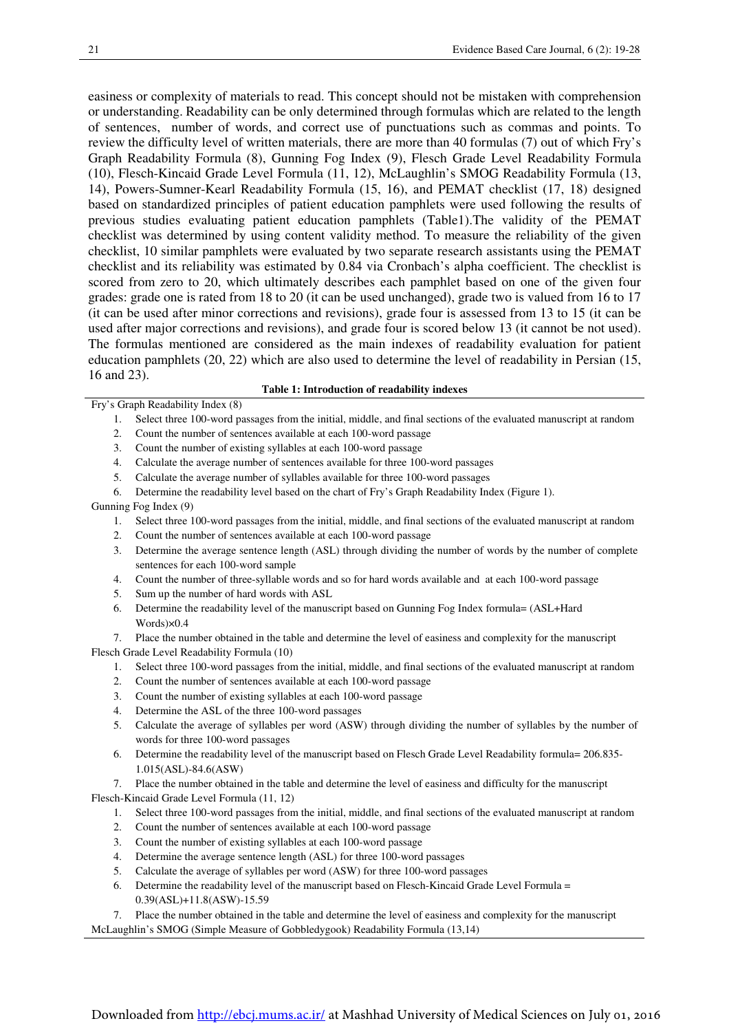easiness or complexity of materials to read. This concept should not be mistaken with comprehension or understanding. Readability can be only determined through formulas which are related to the length of sentences, number of words, and correct use of punctuations such as commas and points. To review the difficulty level of written materials, there are more than 40 formulas (7) out of which Fry's Graph Readability Formula (8), Gunning Fog Index (9), Flesch Grade Level Readability Formula (10), Flesch-Kincaid Grade Level Formula (11, 12), McLaughlin's SMOG Readability Formula (13, 14), Powers-Sumner-Kearl Readability Formula (15, 16), and PEMAT checklist (17, 18) designed based on standardized principles of patient education pamphlets were used following the results of previous studies evaluating patient education pamphlets (Table1).The validity of the PEMAT checklist was determined by using content validity method. To measure the reliability of the given checklist, 10 similar pamphlets were evaluated by two separate research assistants using the PEMAT checklist and its reliability was estimated by 0.84 via Cronbach's alpha coefficient. The checklist is scored from zero to 20, which ultimately describes each pamphlet based on one of the given four grades: grade one is rated from 18 to 20 (it can be used unchanged), grade two is valued from 16 to 17 (it can be used after minor corrections and revisions), grade four is assessed from 13 to 15 (it can be used after major corrections and revisions), and grade four is scored below 13 (it cannot be not used). The formulas mentioned are considered as the main indexes of readability evaluation for patient education pamphlets (20, 22) which are also used to determine the level of readability in Persian (15, 16 and 23).

**Table 1: Introduction of readability indexes**

Fry's Graph Readability Index (8)

1. Select three 100-word passages from the initial, middle, and final sections of the evaluated manuscript at random
2. Count the number of sentences available at each 100-word passage
3. Count the number of existing syllables at each 100-word passage
4. Calculate the average number of sentences available for three 100-word passages
5. Calculate the average number of syllables available for three 100-word passages
6. Determine the readability level based on the chart of Fry's Graph Readability Index (Figure 1).

Gunning Fog Index (9)

1. Select three 100-word passages from the initial, middle, and final sections of the evaluated manuscript at random
2. Count the number of sentences available at each 100-word passage
3. Determine the average sentence length (ASL) through dividing the number of words by the number of complete sentences for each 100-word sample
4. Count the number of three-syllable words and so for hard words available and at each 100-word passage
5. Sum up the number of hard words with ASL
6. Determine the readability level of the manuscript based on Gunning Fog Index formula= (ASL+Hard Words)×0.4
7. Place the number obtained in the table and determine the level of easiness and complexity for the manuscript

Flesch Grade Level Readability Formula (10)

1. Select three 100-word passages from the initial, middle, and final sections of the evaluated manuscript at random
2. Count the number of sentences available at each 100-word passage
3. Count the number of existing syllables at each 100-word passage
4. Determine the ASL of the three 100-word passages
5. Calculate the average of syllables per word (ASW) through dividing the number of syllables by the number of words for three 100-word passages
6. Determine the readability level of the manuscript based on Flesch Grade Level Readability formula= 206.835-1.015(ASL)-84.6(ASW)
7. Place the number obtained in the table and determine the level of easiness and difficulty for the manuscript

Flesch-Kincaid Grade Level Formula (11, 12)

1. Select three 100-word passages from the initial, middle, and final sections of the evaluated manuscript at random
2. Count the number of sentences available at each 100-word passage
3. Count the number of existing syllables at each 100-word passage
4. Determine the average sentence length (ASL) for three 100-word passages
5. Calculate the average of syllables per word (ASW) for three 100-word passages
6. Determine the readability level of the manuscript based on Flesch-Kincaid Grade Level Formula = 0.39(ASL)+11.8(ASW)-15.59
7. Place the number obtained in the table and determine the level of easiness and complexity for the manuscript

McLaughlin's SMOG (Simple Measure of Gobbledygook) Readability Formula (13,14)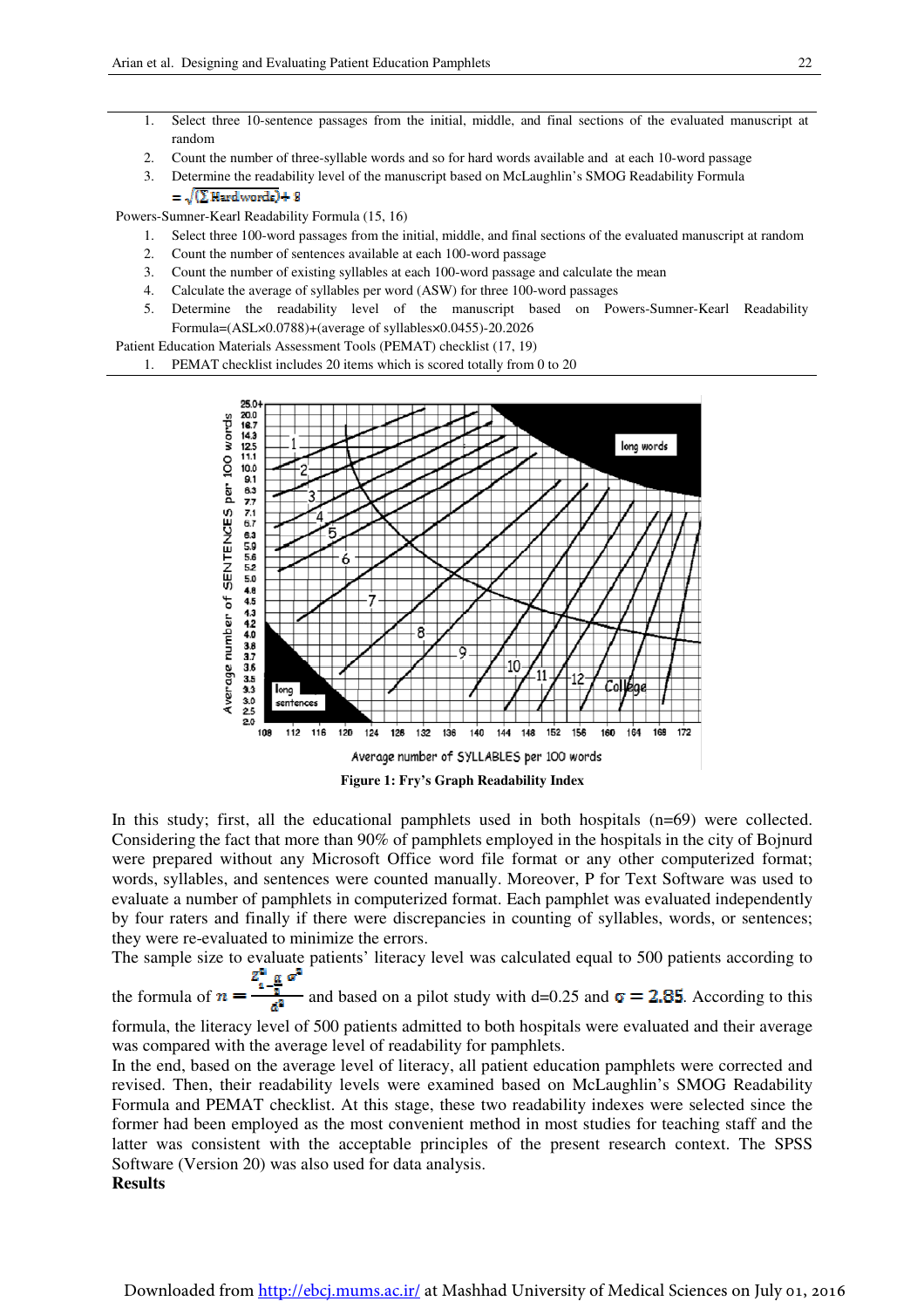1. Select three 10-sentence passages from the initial, middle, and final sections of the evaluated manuscript at random
2. Count the number of three-syllable words and so for hard words available and at each 10-word passage
3. Determine the readability level of the manuscript based on McLaughlin's SMOG Readability Formula $= \sqrt{(\sum \text{Hardwords})} + 8$

Powers-Sumner-Kearl Readability Formula (15, 16)

1. Select three 100-word passages from the initial, middle, and final sections of the evaluated manuscript at random
2. Count the number of sentences available at each 100-word passage
3. Count the number of existing syllables at each 100-word passage and calculate the mean
4. Calculate the average of syllables per word (ASW) for three 100-word passages
5. Determine the readability level of the manuscript based on Powers-Sumner-Kearl Readability Formula=(ASL×0.0788)+(average of syllables×0.0455)-20.2026

Patient Education Materials Assessment Tools (PEMAT) checklist (17, 19)

1. PEMAT checklist includes 20 items which is scored totally from 0 to 20

**Figure 1: Fry's Graph Readability Index**

In this study; first, all the educational pamphlets used in both hospitals (n=69) were collected. Considering the fact that more than 90% of pamphlets employed in the hospitals in the city of Bojnurd were prepared without any Microsoft Office word file format or any other computerized format; words, syllables, and sentences were counted manually. Moreover, P for Text Software was used to evaluate a number of pamphlets in computerized format. Each pamphlet was evaluated independently by four raters and finally if there were discrepancies in counting of syllables, words, or sentences; they were re-evaluated to minimize the errors.

The sample size to evaluate patients' literacy level was calculated equal to 500 patients according to the formula of $n = \frac{Z^2_{1-\frac{\alpha}{2}} \sigma^2}{d^2}$ and based on a pilot study with d=0.25 and $\sigma = 2.85$. According to this formula, the literacy level of 500 patients admitted to both hospitals were evaluated and their average was compared with the average level of readability for pamphlets.

In the end, based on the average level of literacy, all patient education pamphlets were corrected and revised. Then, their readability levels were examined based on McLaughlin's SMOG Readability Formula and PEMAT checklist. At this stage, these two readability indexes were selected since the former had been employed as the most convenient method in most studies for teaching staff and the latter was consistent with the acceptable principles of the present research context. The SPSS Software (Version 20) was also used for data analysis.

**Results**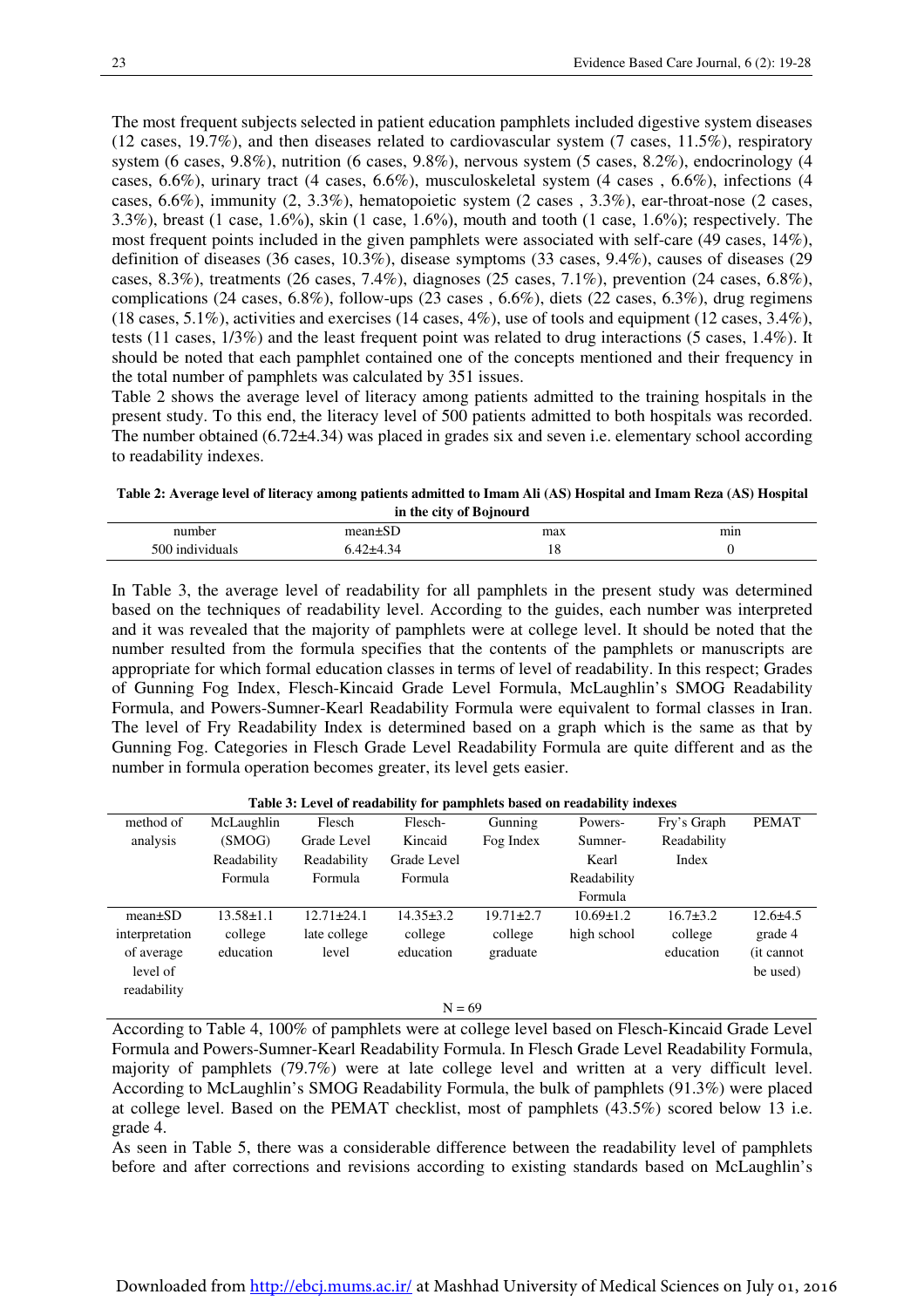The most frequent subjects selected in patient education pamphlets included digestive system diseases (12 cases, 19.7%), and then diseases related to cardiovascular system (7 cases, 11.5%), respiratory system (6 cases, 9.8%), nutrition (6 cases, 9.8%), nervous system (5 cases, 8.2%), endocrinology (4 cases, 6.6%), urinary tract (4 cases, 6.6%), musculoskeletal system (4 cases , 6.6%), infections (4 cases, 6.6%), immunity (2, 3.3%), hematopoietic system (2 cases , 3.3%), ear-throat-nose (2 cases, 3.3%), breast (1 case, 1.6%), skin (1 case, 1.6%), mouth and tooth (1 case, 1.6%); respectively. The most frequent points included in the given pamphlets were associated with self-care (49 cases, 14%), definition of diseases (36 cases, 10.3%), disease symptoms (33 cases, 9.4%), causes of diseases (29 cases, 8.3%), treatments (26 cases, 7.4%), diagnoses (25 cases, 7.1%), prevention (24 cases, 6.8%), complications (24 cases, 6.8%), follow-ups (23 cases , 6.6%), diets (22 cases, 6.3%), drug regimens (18 cases, 5.1%), activities and exercises (14 cases, 4%), use of tools and equipment (12 cases, 3.4%), tests (11 cases, 1/3%) and the least frequent point was related to drug interactions (5 cases, 1.4%). It should be noted that each pamphlet contained one of the concepts mentioned and their frequency in the total number of pamphlets was calculated by 351 issues.

Table 2 shows the average level of literacy among patients admitted to the training hospitals in the present study. To this end, the literacy level of 500 patients admitted to both hospitals was recorded. The number obtained (6.72±4.34) was placed in grades six and seven i.e. elementary school according to readability indexes.

**Table 2: Average level of literacy among patients admitted to Imam Ali (AS) Hospital and Imam Reza (AS) Hospital in the city of Bojnourd**

| number | mean±SD | max | min |
|---|---|---|---|
| 500 individuals | 6.42±4.34 | 18 | 0 |

In Table 3, the average level of readability for all pamphlets in the present study was determined based on the techniques of readability level. According to the guides, each number was interpreted and it was revealed that the majority of pamphlets were at college level. It should be noted that the number resulted from the formula specifies that the contents of the pamphlets or manuscripts are appropriate for which formal education classes in terms of level of readability. In this respect; Grades of Gunning Fog Index, Flesch-Kincaid Grade Level Formula, McLaughlin's SMOG Readability Formula, and Powers-Sumner-Kearl Readability Formula were equivalent to formal classes in Iran. The level of Fry Readability Index is determined based on a graph which is the same as that by Gunning Fog. Categories in Flesch Grade Level Readability Formula are quite different and as the number in formula operation becomes greater, its level gets easier.

**Table 3: Level of readability for pamphlets based on readability indexes**

| method of analysis | McLaughlin (SMOG) Readability Formula | Flesch Grade Level Readability Formula | Flesch-Kincaid Grade Level Formula | Gunning Fog Index | Powers-Sumner-Kearl Readability Formula | Fry's Graph Readability Index | PEMAT |
|---|---|---|---|---|---|---|---|
| mean±SD | 13.58±1.1 | 12.71±24.1 | 14.35±3.2 | 19.71±2.7 | 10.69±1.2 | 16.7±3.2 | 12.6±4.5 |
| interpretation of average level of readability | college education | late college level | college education | college graduate | high school | college education | grade 4 (it cannot be used) |

N = 69

According to Table 4, 100% of pamphlets were at college level based on Flesch-Kincaid Grade Level Formula and Powers-Sumner-Kearl Readability Formula. In Flesch Grade Level Readability Formula, majority of pamphlets (79.7%) were at late college level and written at a very difficult level. According to McLaughlin's SMOG Readability Formula, the bulk of pamphlets (91.3%) were placed at college level. Based on the PEMAT checklist, most of pamphlets (43.5%) scored below 13 i.e. grade 4.

As seen in Table 5, there was a considerable difference between the readability level of pamphlets before and after corrections and revisions according to existing standards based on McLaughlin's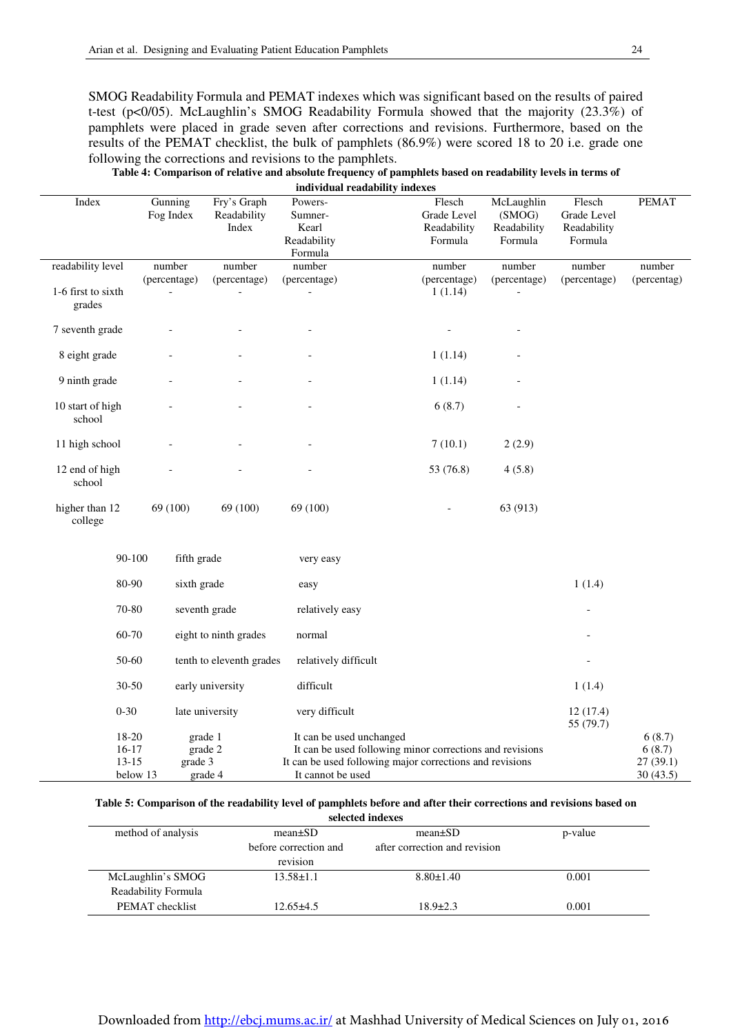SMOG Readability Formula and PEMAT indexes which was significant based on the results of paired t-test (p<0/05). McLaughlin's SMOG Readability Formula showed that the majority (23.3%) of pamphlets were placed in grade seven after corrections and revisions. Furthermore, based on the results of the PEMAT checklist, the bulk of pamphlets (86.9%) were scored 18 to 20 i.e. grade one following the corrections and revisions to the pamphlets.

**Table 4: Comparison of relative and absolute frequency of pamphlets based on readability levels in terms of individual readability indexes**

| Index | Gunning Fog Index | Fry's Graph Readability Index | Powers-Sumner-Kearl Readability Formula | Flesch Grade Level Readability Formula | McLaughlin (SMOG) Readability Formula | Flesch Grade Level Readability Formula | PEMAT |
|---|---|---|---|---|---|---|---|
| readability level | number (percentage) | number (percentage) | number (percentage) | number (percentage) | number (percentage) | number (percentage) | number (percentag) |
| 1-6 first to sixth grades | - | - | - | 1 (1.14) | - | | |
| 7 seventh grade | - | - | - | - | - | | |
| 8 eight grade | - | - | - | 1 (1.14) | - | | |
| 9 ninth grade | - | - | - | 1 (1.14) | - | | |
| 10 start of high school | - | - | - | 6 (8.7) | - | | |
| 11 high school | - | - | - | 7 (10.1) | 2 (2.9) | | |
| 12 end of high school | - | - | - | 53 (76.8) | 4 (5.8) | | |
| higher than 12 college | 69 (100) | 69 (100) | 69 (100) | - | 63 (913) | | |
| 90-100 | fifth grade | very easy | | | | | |
| 80-90 | sixth grade | easy | | | | 1 (1.4) | |
| 70-80 | seventh grade | relatively easy | | | | - | |
| 60-70 | eight to ninth grades | normal | | | | - | |
| 50-60 | tenth to eleventh grades | relatively difficult | | | | - | |
| 30-50 | early university | difficult | | | | 1 (1.4) | |
| 0-30 | late university | very difficult | | | | 12 (17.4) 55 (79.7) | |
| 18-20 | grade 1 | It can be used unchanged | | | | | 6 (8.7) |
| 16-17 | grade 2 | It can be used following minor corrections and revisions | | | | | 6 (8.7) |
| 13-15 | grade 3 | It can be used following major corrections and revisions | | | | | 27 (39.1) |
| below 13 | grade 4 | It cannot be used | | | | | 30 (43.5) |

**Table 5: Comparison of the readability level of pamphlets before and after their corrections and revisions based on selected indexes**

| method of analysis | mean±SD before correction and revision | mean±SD after correction and revision | p-value |
|---|---|---|---|
| McLaughlin's SMOG Readability Formula | 13.58±1.1 | 8.80±1.40 | 0.001 |
| PEMAT checklist | 12.65±4.5 | 18.9±2.3 | 0.001 |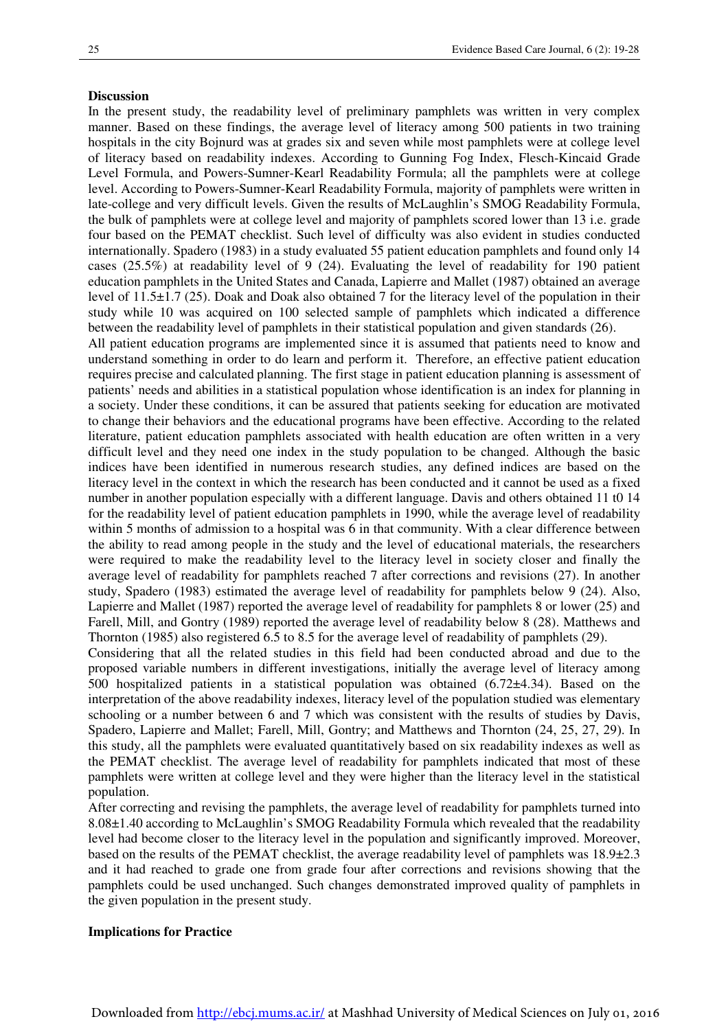## Discussion

In the present study, the readability level of preliminary pamphlets was written in very complex manner. Based on these findings, the average level of literacy among 500 patients in two training hospitals in the city Bojnurd was at grades six and seven while most pamphlets were at college level of literacy based on readability indexes. According to Gunning Fog Index, Flesch-Kincaid Grade Level Formula, and Powers-Sumner-Kearl Readability Formula; all the pamphlets were at college level. According to Powers-Sumner-Kearl Readability Formula, majority of pamphlets were written in late-college and very difficult levels. Given the results of McLaughlin's SMOG Readability Formula, the bulk of pamphlets were at college level and majority of pamphlets scored lower than 13 i.e. grade four based on the PEMAT checklist. Such level of difficulty was also evident in studies conducted internationally. Spadero (1983) in a study evaluated 55 patient education pamphlets and found only 14 cases (25.5%) at readability level of 9 (24). Evaluating the level of readability for 190 patient education pamphlets in the United States and Canada, Lapierre and Mallet (1987) obtained an average level of 11.5±1.7 (25). Doak and Doak also obtained 7 for the literacy level of the population in their study while 10 was acquired on 100 selected sample of pamphlets which indicated a difference between the readability level of pamphlets in their statistical population and given standards (26).

All patient education programs are implemented since it is assumed that patients need to know and understand something in order to do learn and perform it. Therefore, an effective patient education requires precise and calculated planning. The first stage in patient education planning is assessment of patients' needs and abilities in a statistical population whose identification is an index for planning in a society. Under these conditions, it can be assured that patients seeking for education are motivated to change their behaviors and the educational programs have been effective. According to the related literature, patient education pamphlets associated with health education are often written in a very difficult level and they need one index in the study population to be changed. Although the basic indices have been identified in numerous research studies, any defined indices are based on the literacy level in the context in which the research has been conducted and it cannot be used as a fixed number in another population especially with a different language. Davis and others obtained 11 t0 14 for the readability level of patient education pamphlets in 1990, while the average level of readability within 5 months of admission to a hospital was 6 in that community. With a clear difference between the ability to read among people in the study and the level of educational materials, the researchers were required to make the readability level to the literacy level in society closer and finally the average level of readability for pamphlets reached 7 after corrections and revisions (27). In another study, Spadero (1983) estimated the average level of readability for pamphlets below 9 (24). Also, Lapierre and Mallet (1987) reported the average level of readability for pamphlets 8 or lower (25) and Farell, Mill, and Gontry (1989) reported the average level of readability below 8 (28). Matthews and Thornton (1985) also registered 6.5 to 8.5 for the average level of readability of pamphlets (29).

Considering that all the related studies in this field had been conducted abroad and due to the proposed variable numbers in different investigations, initially the average level of literacy among 500 hospitalized patients in a statistical population was obtained (6.72±4.34). Based on the interpretation of the above readability indexes, literacy level of the population studied was elementary schooling or a number between 6 and 7 which was consistent with the results of studies by Davis, Spadero, Lapierre and Mallet; Farell, Mill, Gontry; and Matthews and Thornton (24, 25, 27, 29). In this study, all the pamphlets were evaluated quantitatively based on six readability indexes as well as the PEMAT checklist. The average level of readability for pamphlets indicated that most of these pamphlets were written at college level and they were higher than the literacy level in the statistical population.

After correcting and revising the pamphlets, the average level of readability for pamphlets turned into 8.08±1.40 according to McLaughlin's SMOG Readability Formula which revealed that the readability level had become closer to the literacy level in the population and significantly improved. Moreover, based on the results of the PEMAT checklist, the average readability level of pamphlets was 18.9±2.3 and it had reached to grade one from grade four after corrections and revisions showing that the pamphlets could be used unchanged. Such changes demonstrated improved quality of pamphlets in the given population in the present study.

## Implications for Practice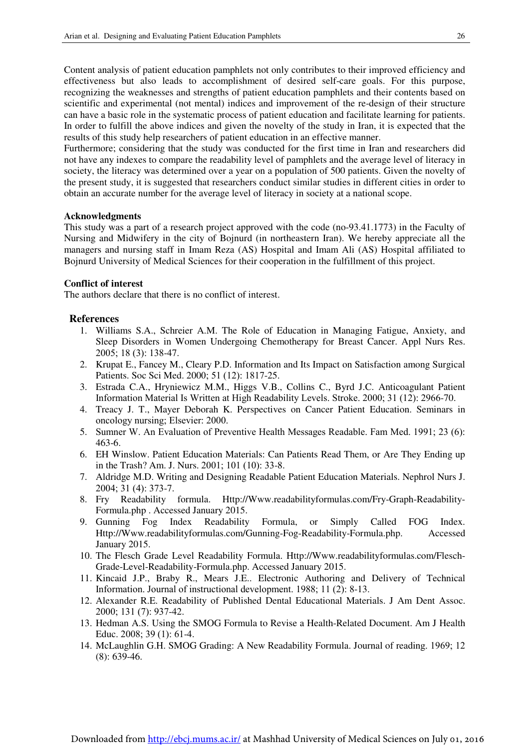Content analysis of patient education pamphlets not only contributes to their improved efficiency and effectiveness but also leads to accomplishment of desired self-care goals. For this purpose, recognizing the weaknesses and strengths of patient education pamphlets and their contents based on scientific and experimental (not mental) indices and improvement of the re-design of their structure can have a basic role in the systematic process of patient education and facilitate learning for patients. In order to fulfill the above indices and given the novelty of the study in Iran, it is expected that the results of this study help researchers of patient education in an effective manner.
Furthermore; considering that the study was conducted for the first time in Iran and researchers did not have any indexes to compare the readability level of pamphlets and the average level of literacy in society, the literacy was determined over a year on a population of 500 patients. Given the novelty of the present study, it is suggested that researchers conduct similar studies in different cities in order to obtain an accurate number for the average level of literacy in society at a national scope.

**Acknowledgments**
This study was a part of a research project approved with the code (no-93.41.1773) in the Faculty of Nursing and Midwifery in the city of Bojnurd (in northeastern Iran). We hereby appreciate all the managers and nursing staff in Imam Reza (AS) Hospital and Imam Ali (AS) Hospital affiliated to Bojnurd University of Medical Sciences for their cooperation in the fulfillment of this project.

**Conflict of interest**
The authors declare that there is no conflict of interest.

## References

1. Williams S.A., Schreier A.M. The Role of Education in Managing Fatigue, Anxiety, and Sleep Disorders in Women Undergoing Chemotherapy for Breast Cancer. Appl Nurs Res. 2005; 18 (3): 138-47.
2. Krupat E., Fancey M., Cleary P.D. Information and Its Impact on Satisfaction among Surgical Patients. Soc Sci Med. 2000; 51 (12): 1817-25.
3. Estrada C.A., Hryniewicz M.M., Higgs V.B., Collins C., Byrd J.C. Anticoagulant Patient Information Material Is Written at High Readability Levels. Stroke. 2000; 31 (12): 2966-70.
4. Treacy J. T., Mayer Deborah K. Perspectives on Cancer Patient Education. Seminars in oncology nursing; Elsevier: 2000.
5. Sumner W. An Evaluation of Preventive Health Messages Readable. Fam Med. 1991; 23 (6): 463-6.
6. EH Winslow. Patient Education Materials: Can Patients Read Them, or Are They Ending up in the Trash? Am. J. Nurs. 2001; 101 (10): 33-8.
7. Aldridge M.D. Writing and Designing Readable Patient Education Materials. Nephrol Nurs J. 2004; 31 (4): 373-7.
8. Fry Readability formula. Http://Www.readabilityformulas.com/Fry-Graph-Readability-Formula.php . Accessed January 2015.
9. Gunning Fog Index Readability Formula, or Simply Called FOG Index. Http://Www.readabilityformulas.com/Gunning-Fog-Readability-Formula.php. Accessed January 2015.
10. The Flesch Grade Level Readability Formula. Http://Www.readabilityformulas.com/Flesch-Grade-Level-Readability-Formula.php. Accessed January 2015.
11. Kincaid J.P., Braby R., Mears J.E.. Electronic Authoring and Delivery of Technical Information. Journal of instructional development. 1988; 11 (2): 8-13.
12. Alexander R.E. Readability of Published Dental Educational Materials. J Am Dent Assoc. 2000; 131 (7): 937-42.
13. Hedman A.S. Using the SMOG Formula to Revise a Health-Related Document. Am J Health Educ. 2008; 39 (1): 61-4.
14. McLaughlin G.H. SMOG Grading: A New Readability Formula. Journal of reading. 1969; 12 (8): 639-46.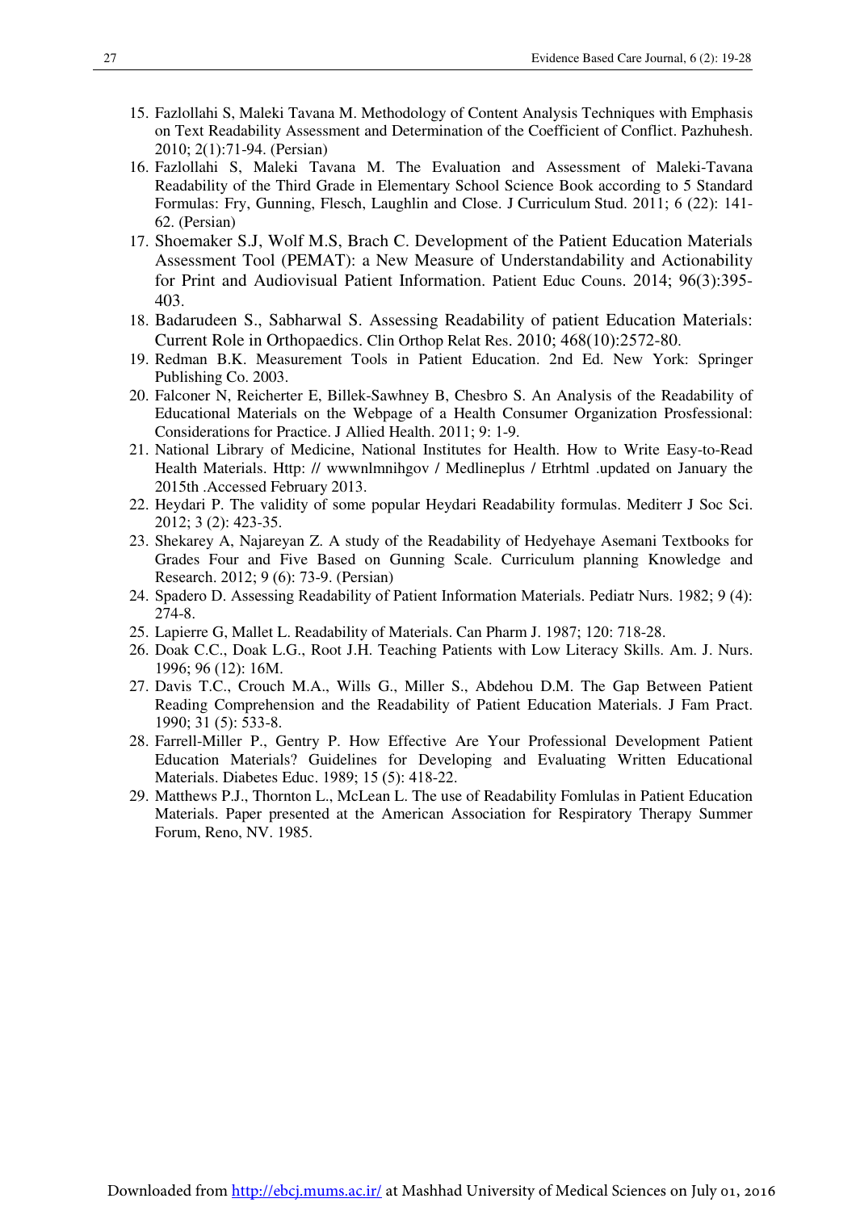15. Fazlollahi S, Maleki Tavana M. Methodology of Content Analysis Techniques with Emphasis on Text Readability Assessment and Determination of the Coefficient of Conflict. Pazhuhesh. 2010; 2(1):71-94. (Persian)
16. Fazlollahi S, Maleki Tavana M. The Evaluation and Assessment of Maleki-Tavana Readability of the Third Grade in Elementary School Science Book according to 5 Standard Formulas: Fry, Gunning, Flesch, Laughlin and Close. J Curriculum Stud. 2011; 6 (22): 141-62. (Persian)
17. Shoemaker S.J, Wolf M.S, Brach C. Development of the Patient Education Materials Assessment Tool (PEMAT): a New Measure of Understandability and Actionability for Print and Audiovisual Patient Information. Patient Educ Couns. 2014; 96(3):395-403.
18. Badarudeen S., Sabharwal S. Assessing Readability of patient Education Materials: Current Role in Orthopaedics. Clin Orthop Relat Res. 2010; 468(10):2572-80.
19. Redman B.K. Measurement Tools in Patient Education. 2nd Ed. New York: Springer Publishing Co. 2003.
20. Falconer N, Reicherter E, Billek-Sawhney B, Chesbro S. An Analysis of the Readability of Educational Materials on the Webpage of a Health Consumer Organization Prosfessional: Considerations for Practice. J Allied Health. 2011; 9: 1-9.
21. National Library of Medicine, National Institutes for Health. How to Write Easy-to-Read Health Materials. Http: // wwwnlmnihgov / Medlineplus / Etrhtml .updated on January the 2015th .Accessed February 2013.
22. Heydari P. The validity of some popular Heydari Readability formulas. Mediterr J Soc Sci. 2012; 3 (2): 423-35.
23. Shekarey A, Najareyan Z. A study of the Readability of Hedyehaye Asemani Textbooks for Grades Four and Five Based on Gunning Scale. Curriculum planning Knowledge and Research. 2012; 9 (6): 73-9. (Persian)
24. Spadero D. Assessing Readability of Patient Information Materials. Pediatr Nurs. 1982; 9 (4): 274-8.
25. Lapierre G, Mallet L. Readability of Materials. Can Pharm J. 1987; 120: 718-28.
26. Doak C.C., Doak L.G., Root J.H. Teaching Patients with Low Literacy Skills. Am. J. Nurs. 1996; 96 (12): 16M.
27. Davis T.C., Crouch M.A., Wills G., Miller S., Abdehou D.M. The Gap Between Patient Reading Comprehension and the Readability of Patient Education Materials. J Fam Pract. 1990; 31 (5): 533-8.
28. Farrell-Miller P., Gentry P. How Effective Are Your Professional Development Patient Education Materials? Guidelines for Developing and Evaluating Written Educational Materials. Diabetes Educ. 1989; 15 (5): 418-22.
29. Matthews P.J., Thornton L., McLean L. The use of Readability Fomlulas in Patient Education Materials. Paper presented at the American Association for Respiratory Therapy Summer Forum, Reno, NV. 1985.